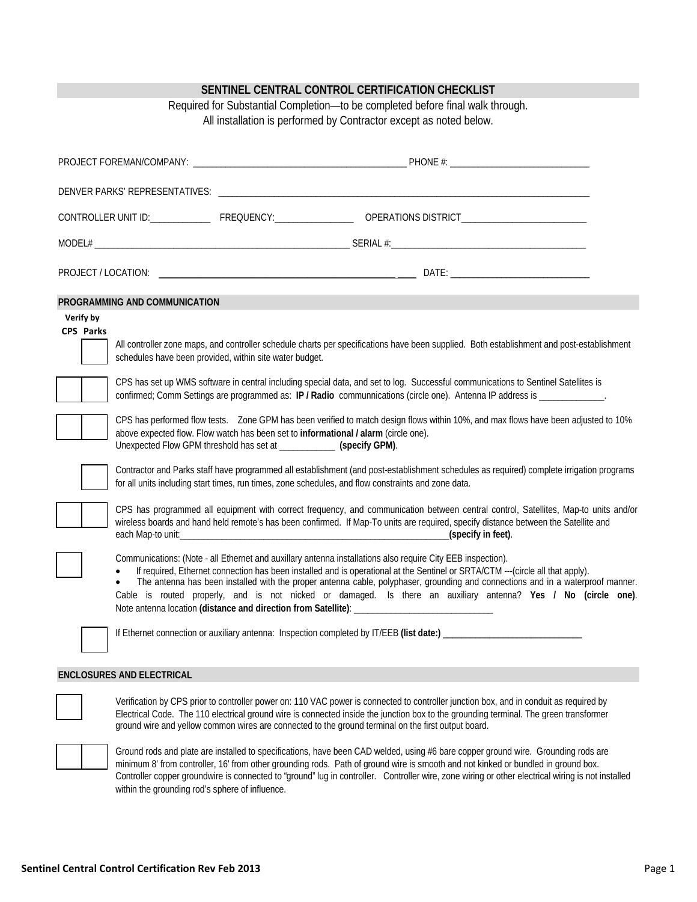# SENTINEL CENTRAL CONTROL CERTIFICATION CHECKLIST

Required for Substantial Completion—to be completed before final walk through.
All installation is performed by Contractor except as noted below.

PROJECT FOREMAN/COMPANY: ____________________________________________ PHONE #: ____________________________

DENVER PARKS' REPRESENTATIVES: ________________________________________________________________________________

CONTROLLER UNIT ID:____________ FREQUENCY:________________ OPERATIONS DISTRICT__________________________

MODEL# ______________________________________________________ SERIAL #:________________________________________

PROJECT / LOCATION: ______________________________________________ DATE: ____________________________

## PROGRAMMING AND COMMUNICATION

**Verify by**
**CPS Parks**

| CPS | Parks | Item |
|---|---|---|
| | ☐ | All controller zone maps, and controller schedule charts per specifications have been supplied. Both establishment and post-establishment schedules have been provided, within site water budget. |
| ☐ | ☐ | CPS has set up WMS software in central including special data, and set to log. Successful communications to Sentinel Satellites is confirmed; Comm Settings are programmed as: **IP / Radio** communnications (circle one). Antenna IP address is _____________. |
| ☐ | ☐ | CPS has performed flow tests. Zone GPM has been verified to match design flows within 10%, and max flows have been adjusted to 10% above expected flow. Flow watch has been set to **informational / alarm** (circle one). Unexpected Flow GPM threshold has set at ___________ **(specify GPM)**. |
| | ☐ | Contractor and Parks staff have programmed all establishment (and post-establishment schedules as required) complete irrigation programs for all units including start times, run times, zone schedules, and flow constraints and zone data. |
| ☐ | ☐ | CPS has programmed all equipment with correct frequency, and communication between central control, Satellites, Map-to units and/or wireless boards and hand held remote's has been confirmed. If Map-To units are required, specify distance between the Satellite and each Map-to unit:_______________________________________________________**(specify in feet)**. |
| ☐ | | Communications: (Note - all Ethernet and auxillary antenna installations also require City EEB inspection).<br>• If required, Ethernet connection has been installed and is operational at the Sentinel or SRTA/CTM ---(circle all that apply).<br>• The antenna has been installed with the proper antenna cable, polyphaser, grounding and connections and in a waterproof manner. Cable is routed properly, and is not nicked or damaged. Is there an auxiliary antenna? **Yes / No (circle one)**. Note antenna location **(distance and direction from Satellite)**: ____________________________ |
| | ☐ | If Ethernet connection or auxiliary antenna: Inspection completed by IT/EEB **(list date:)** ____________________________ |

## ENCLOSURES AND ELECTRICAL

| CPS | Parks | Item |
|---|---|---|
| ☐ | | Verification by CPS prior to controller power on: 110 VAC power is connected to controller junction box, and in conduit as required by Electrical Code. The 110 electrical ground wire is connected inside the junction box to the grounding terminal. The green transformer ground wire and yellow common wires are connected to the ground terminal on the first output board. |
| ☐ | ☐ | Ground rods and plate are installed to specifications, have been CAD welded, using #6 bare copper ground wire. Grounding rods are minimum 8' from controller, 16' from other grounding rods. Path of ground wire is smooth and not kinked or bundled in ground box. Controller copper groundwire is connected to "ground" lug in controller. Controller wire, zone wiring or other electrical wiring is not installed within the grounding rod's sphere of influence. |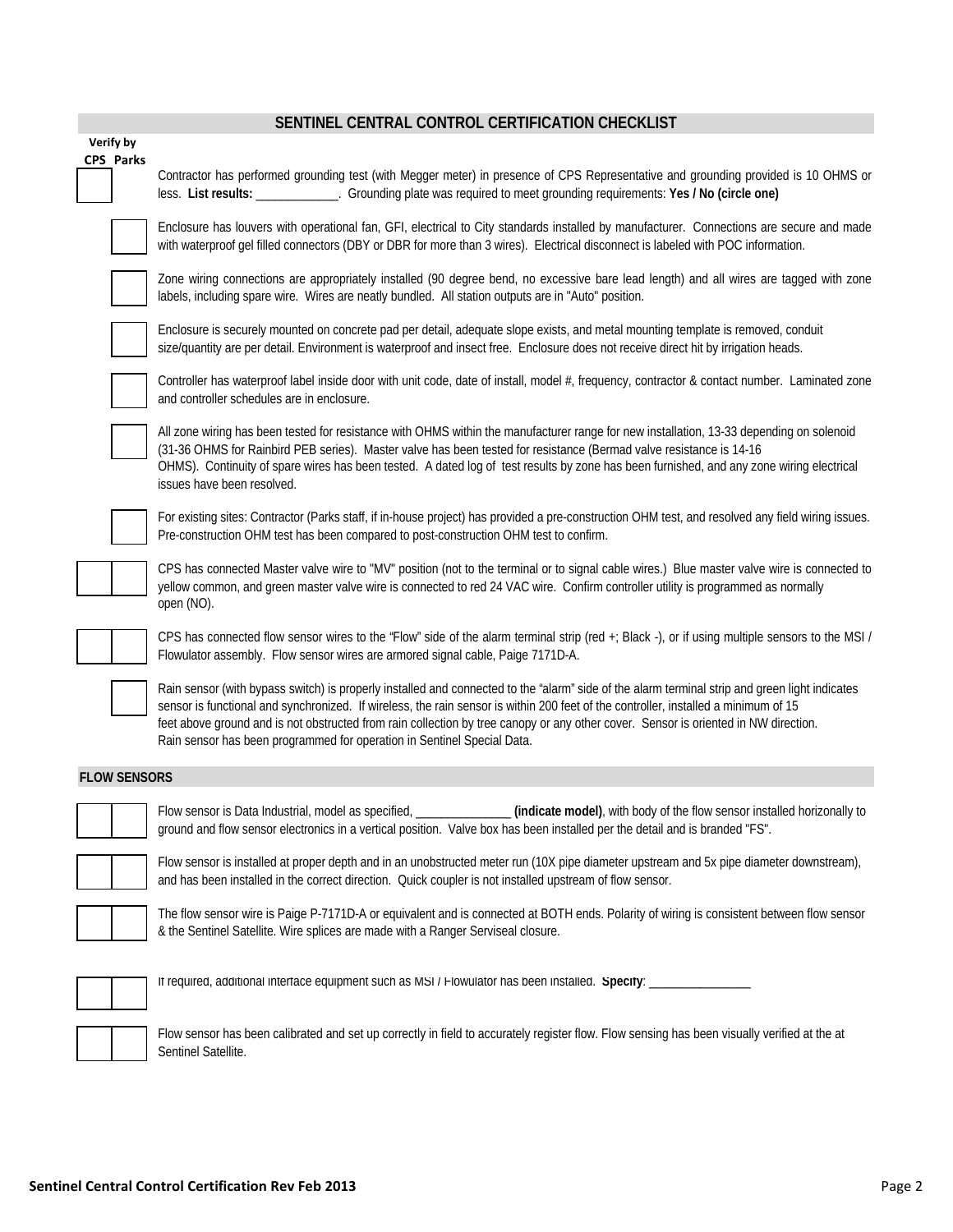## SENTINEL CENTRAL CONTROL CERTIFICATION CHECKLIST

| Verify by CPS | Parks | |
|---|---|---|
| ☐ | | Contractor has performed grounding test (with Megger meter) in presence of CPS Representative and grounding provided is 10 OHMS or less. **List results:** _____________. Grounding plate was required to meet grounding requirements: **Yes / No (circle one)** |
| | ☐ | Enclosure has louvers with operational fan, GFI, electrical to City standards installed by manufacturer. Connections are secure and made with waterproof gel filled connectors (DBY or DBR for more than 3 wires). Electrical disconnect is labeled with POC information. |
| | ☐ | Zone wiring connections are appropriately installed (90 degree bend, no excessive bare lead length) and all wires are tagged with zone labels, including spare wire. Wires are neatly bundled. All station outputs are in "Auto" position. |
| | ☐ | Enclosure is securely mounted on concrete pad per detail, adequate slope exists, and metal mounting template is removed, conduit size/quantity are per detail. Environment is waterproof and insect free. Enclosure does not receive direct hit by irrigation heads. |
| | ☐ | Controller has waterproof label inside door with unit code, date of install, model #, frequency, contractor & contact number. Laminated zone and controller schedules are in enclosure. |
| | ☐ | All zone wiring has been tested for resistance with OHMS within the manufacturer range for new installation, 13-33 depending on solenoid (31-36 OHMS for Rainbird PEB series). Master valve has been tested for resistance (Bermad valve resistance is 14-16 OHMS). Continuity of spare wires has been tested. A dated log of test results by zone has been furnished, and any zone wiring electrical issues have been resolved. |
| | ☐ | For existing sites: Contractor (Parks staff, if in-house project) has provided a pre-construction OHM test, and resolved any field wiring issues. Pre-construction OHM test has been compared to post-construction OHM test to confirm. |
| ☐ | ☐ | CPS has connected Master valve wire to "MV" position (not to the terminal or to signal cable wires.) Blue master valve wire is connected to yellow common, and green master valve wire is connected to red 24 VAC wire. Confirm controller utility is programmed as normally open (NO). |
| ☐ | ☐ | CPS has connected flow sensor wires to the "Flow" side of the alarm terminal strip (red +; Black -), or if using multiple sensors to the MSI / Flowulator assembly. Flow sensor wires are armored signal cable, Paige 7171D-A. |
| | ☐ | Rain sensor (with bypass switch) is properly installed and connected to the "alarm" side of the alarm terminal strip and green light indicates sensor is functional and synchronized. If wireless, the rain sensor is within 200 feet of the controller, installed a minimum of 15 feet above ground and is not obstructed from rain collection by tree canopy or any other cover. Sensor is oriented in NW direction. Rain sensor has been programmed for operation in Sentinel Special Data. |

### FLOW SENSORS

| CPS | Parks | |
|---|---|---|
| ☐ | ☐ | Flow sensor is Data Industrial, model as specified, _______________ **(indicate model)**, with body of the flow sensor installed horizonally to ground and flow sensor electronics in a vertical position. Valve box has been installed per the detail and is branded "FS". |
| ☐ | ☐ | Flow sensor is installed at proper depth and in an unobstructed meter run (10X pipe diameter upstream and 5x pipe diameter downstream), and has been installed in the correct direction. Quick coupler is not installed upstream of flow sensor. |
| ☐ | ☐ | The flow sensor wire is Paige P-7171D-A or equivalent and is connected at BOTH ends. Polarity of wiring is consistent between flow sensor & the Sentinel Satellite. Wire splices are made with a Ranger Serviseal closure. |
| ☐ | ☐ | If required, additional interface equipment such as MSI / Flowulator has been installed. **Specify**: ________________ |
| ☐ | ☐ | Flow sensor has been calibrated and set up correctly in field to accurately register flow. Flow sensing has been visually verified at the at Sentinel Satellite. |

Sentinel Central Control Certification Rev Feb 2013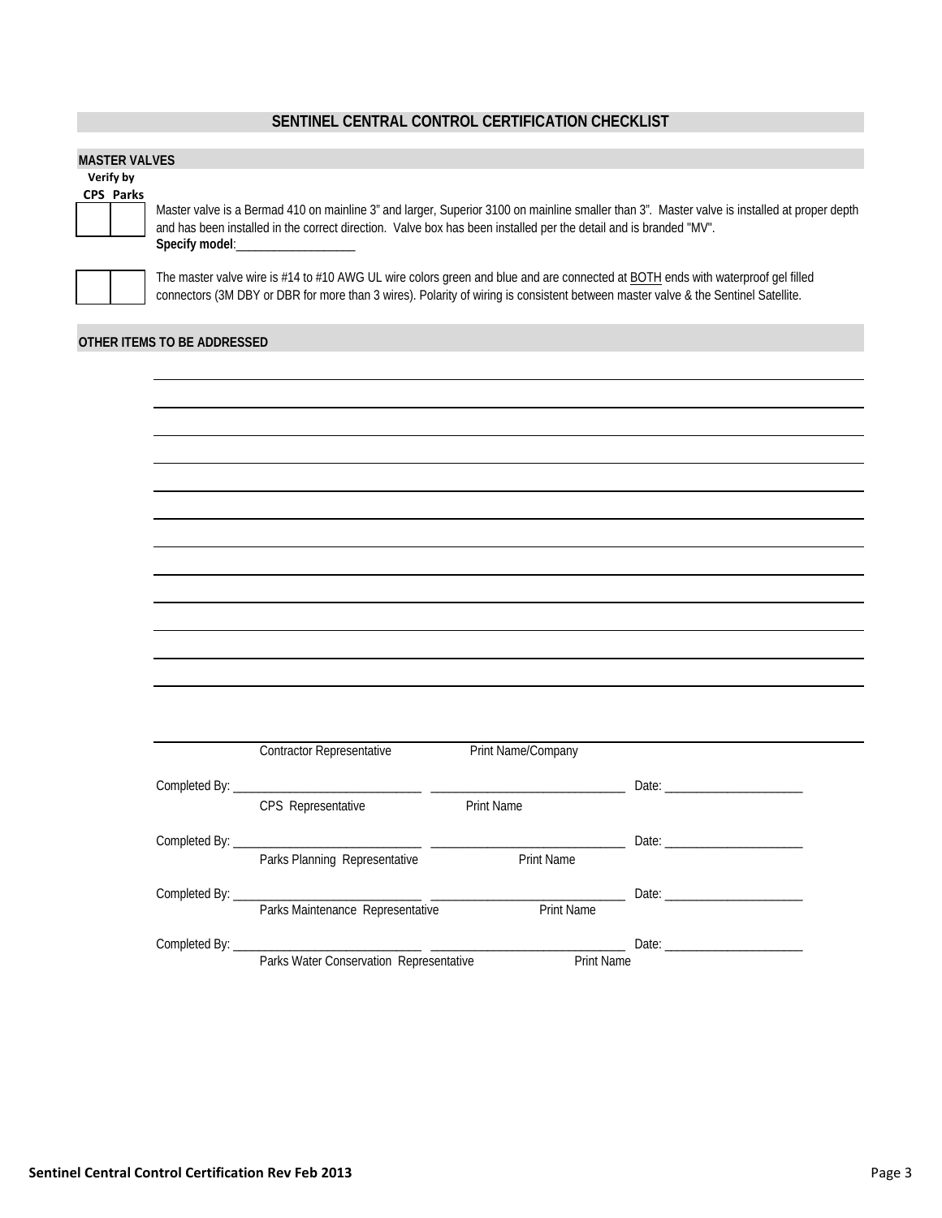## SENTINEL CENTRAL CONTROL CERTIFICATION CHECKLIST

### MASTER VALVES

| Verify by CPS | Verify by Parks | |
|---|---|---|
| | | Master valve is a Bermad 410 on mainline 3" and larger, Superior 3100 on mainline smaller than 3". Master valve is installed at proper depth and has been installed in the correct direction. Valve box has been installed per the detail and is branded "MV". **Specify model**:___________________ |
| | | The master valve wire is #14 to #10 AWG UL wire colors green and blue and are connected at BOTH ends with waterproof gel filled connectors (3M DBY or DBR for more than 3 wires). Polarity of wiring is consistent between master valve & the Sentinel Satellite. |

### OTHER ITEMS TO BE ADDRESSED

_____________________________________________________________

_____________________________________________________________

_____________________________________________________________

_____________________________________________________________

_____________________________________________________________

_____________________________________________________________

_____________________________________________________________

_____________________________________________________________

_____________________________________________________________

_____________________________________________________________

_____________________________________________________________

_____________________________________________________________

_____________________________________________________________

_____________________________________________________________
Contractor Representative | Print Name/Company

Completed By: ______________________________ ______________________________ Date: ______________________
CPS Representative | Print Name

Completed By: ______________________________ ______________________________ Date: ______________________
Parks Planning Representative | Print Name

Completed By: ______________________________ ______________________________ Date: ______________________
Parks Maintenance Representative | Print Name

Completed By: ______________________________ ______________________________ Date: ______________________
Parks Water Conservation Representative | Print Name